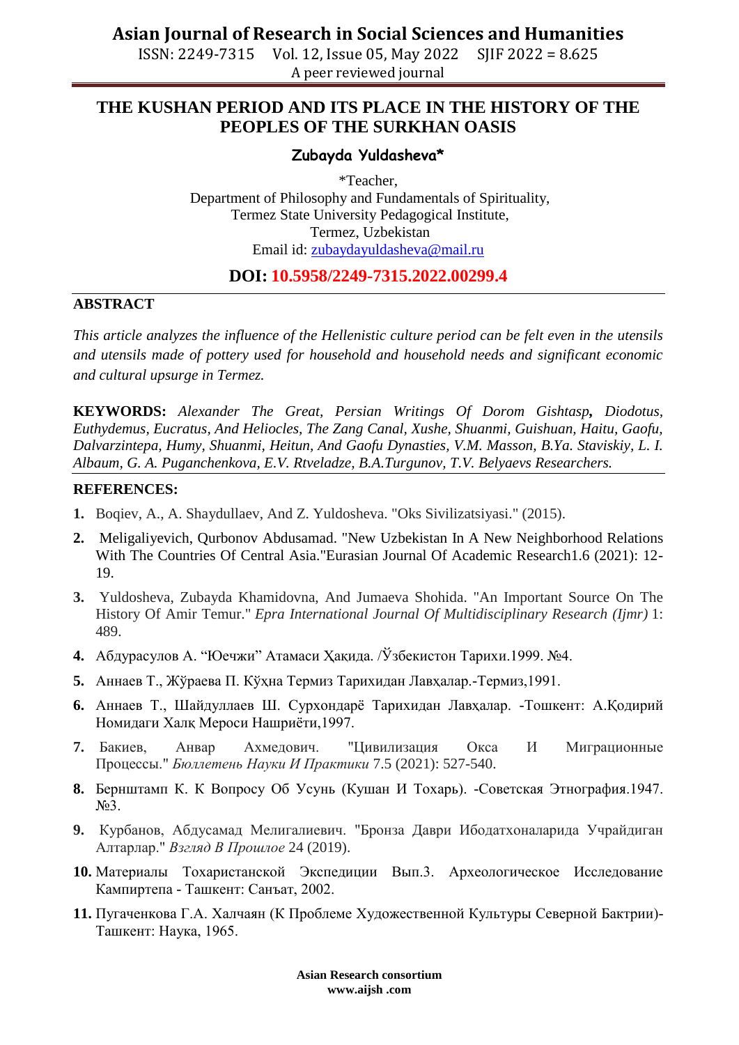# THE KUSHAN PERIOD AND ITS PLACE IN THE HISTORY OF THE PEOPLES OF THE SURKHAN OASIS

**Zubayda Yuldasheva***

*Teacher,
Department of Philosophy and Fundamentals of Spirituality,
Termez State University Pedagogical Institute,
Termez, Uzbekistan
Email id: zubaydayuldasheva@mail.ru

**DOI: 10.5958/2249-7315.2022.00299.4**

## ABSTRACT

*This article analyzes the influence of the Hellenistic culture period can be felt even in the utensils and utensils made of pottery used for household and household needs and significant economic and cultural upsurge in Termez.*

**KEYWORDS:** *Alexander The Great, Persian Writings Of Dorom Gishtasp***,** *Diodotus, Euthydemus, Eucratus, And Heliocles, The Zang Canal, Xushe, Shuanmi, Guishuan, Haitu, Gaofu, Dalvarzintepa, Humy, Shuanmi, Heitun, And Gaofu Dynasties, V.M. Masson, B.Ya. Staviskiy, L. I. Albaum, G. A. Puganchenkova, E.V. Rtveladze, B.A.Turgunov, T.V. Belyaevs Researchers.*

## REFERENCES:

1. Boqiev, A., A. Shaydullaev, And Z. Yuldosheva. "Oks Sivilizatsiyasi." (2015).
2. Meligaliyevich, Qurbonov Abdusamad. "New Uzbekistan In A New Neighborhood Relations With The Countries Of Central Asia."Eurasian Journal Of Academic Research1.6 (2021): 12-19.
3. Yuldosheva, Zubayda Khamidovna, And Jumaeva Shohida. "An Important Source On The History Of Amir Temur." *Epra International Journal Of Multidisciplinary Research (Ijmr)* 1: 489.
4. Абдурасулов А. "Юечжи" Атамаси Ҳақида. /Ўзбекистон Тарихи.1999. №4.
5. Аннаев Т., Жўраева П. Кўҳна Термиз Тарихидан Лавҳалар.-Термиз,1991.
6. Аннаев Т., Шайдуллаев Ш. Сурхондарё Тарихидан Лавҳалар. -Тошкент: А.Қодирий Номидаги Халқ Мероси Нашриёти,1997.
7. Бакиев, Анвар Ахмедович. "Цивилизация Окса И Миграционные Процессы." *Бюллетень Науки И Практики* 7.5 (2021): 527-540.
8. Бернштамп К. К Вопросу Об Усунь (Кушан И Тохарь). -Советская Этнография.1947. №3.
9. Курбанов, Абдусамад Мелигалиевич. "Бронза Даври Ибодатхоналарида Учрайдиган Алтарлар." *Взгляд В Прошлое* 24 (2019).
10. Материалы Тохаристанской Экспедиции Вып.3. Археологическое Исследование Кампиртепа - Ташкент: Санъат, 2002.
11. Пугаченкова Г.А. Халчаян (К Проблеме Художественной Культуры Северной Бактрии)- Ташкент: Наука, 1965.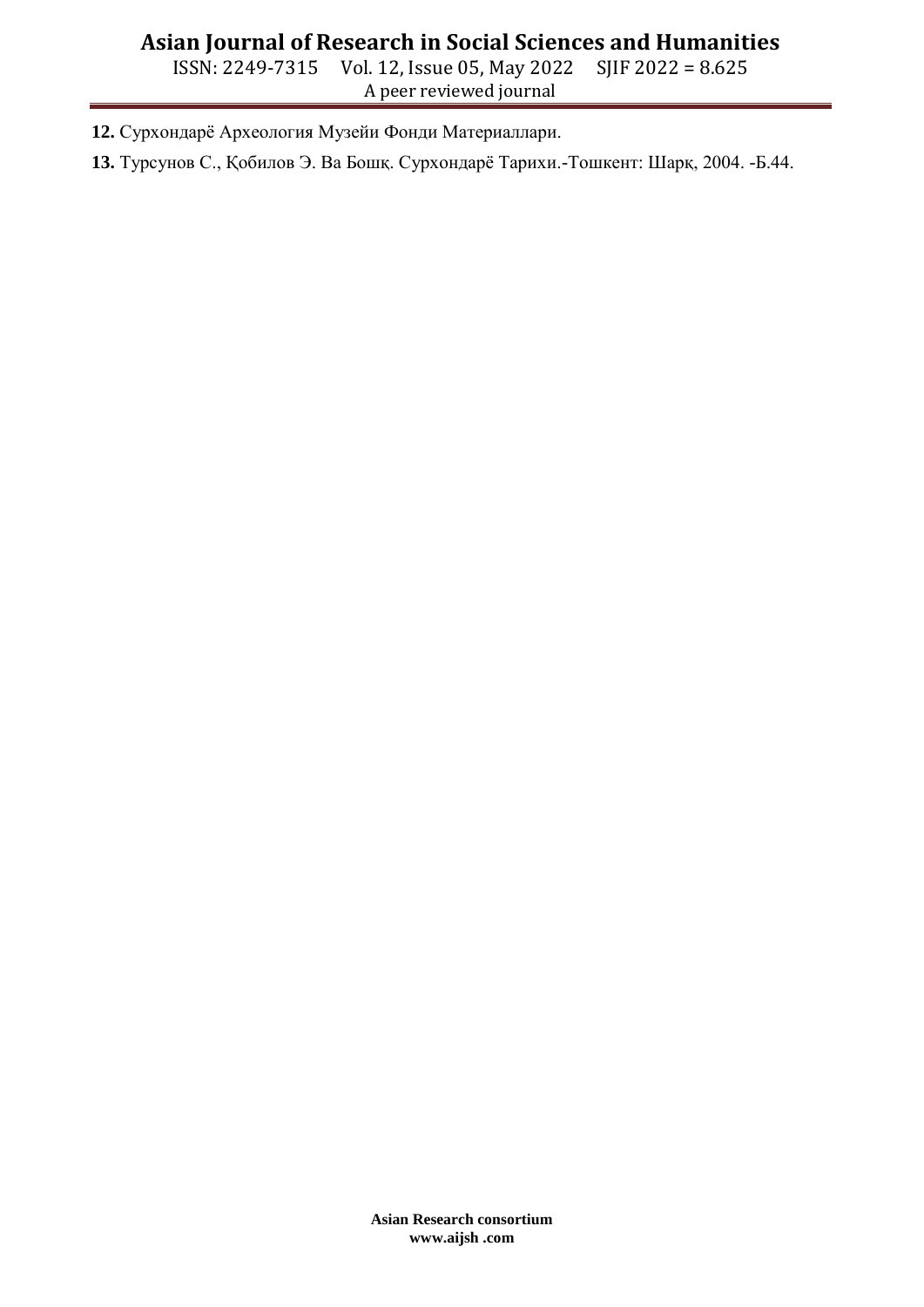**12.** Сурхондарё Археология Музейи Фонди Материаллари.

**13.** Турсунов С., Қобилов Э. Ва Бошқ. Сурхондарё Тарихи.-Тошкент: Шарқ, 2004. -Б.44.